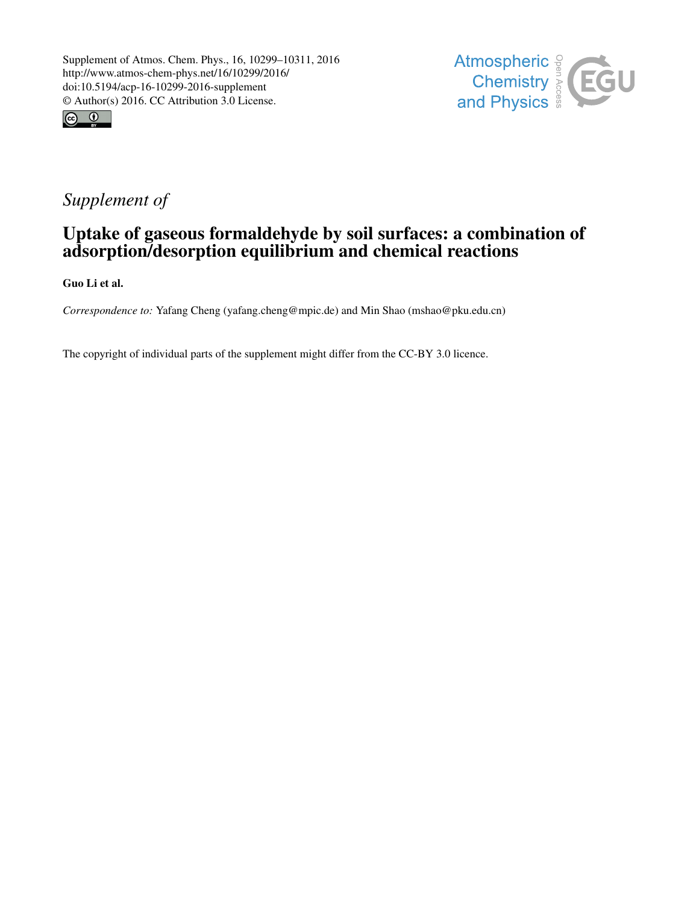Supplement of Atmos. Chem. Phys., 16, 10299–10311, 2016
http://www.atmos-chem-phys.net/16/10299/2016/
doi:10.5194/acp-16-10299-2016-supplement
© Author(s) 2016. CC Attribution 3.0 License.

*Supplement of*

# Uptake of gaseous formaldehyde by soil surfaces: a combination of adsorption/desorption equilibrium and chemical reactions

**Guo Li et al.**

*Correspondence to:* Yafang Cheng (yafang.cheng@mpic.de) and Min Shao (mshao@pku.edu.cn)

The copyright of individual parts of the supplement might differ from the CC-BY 3.0 licence.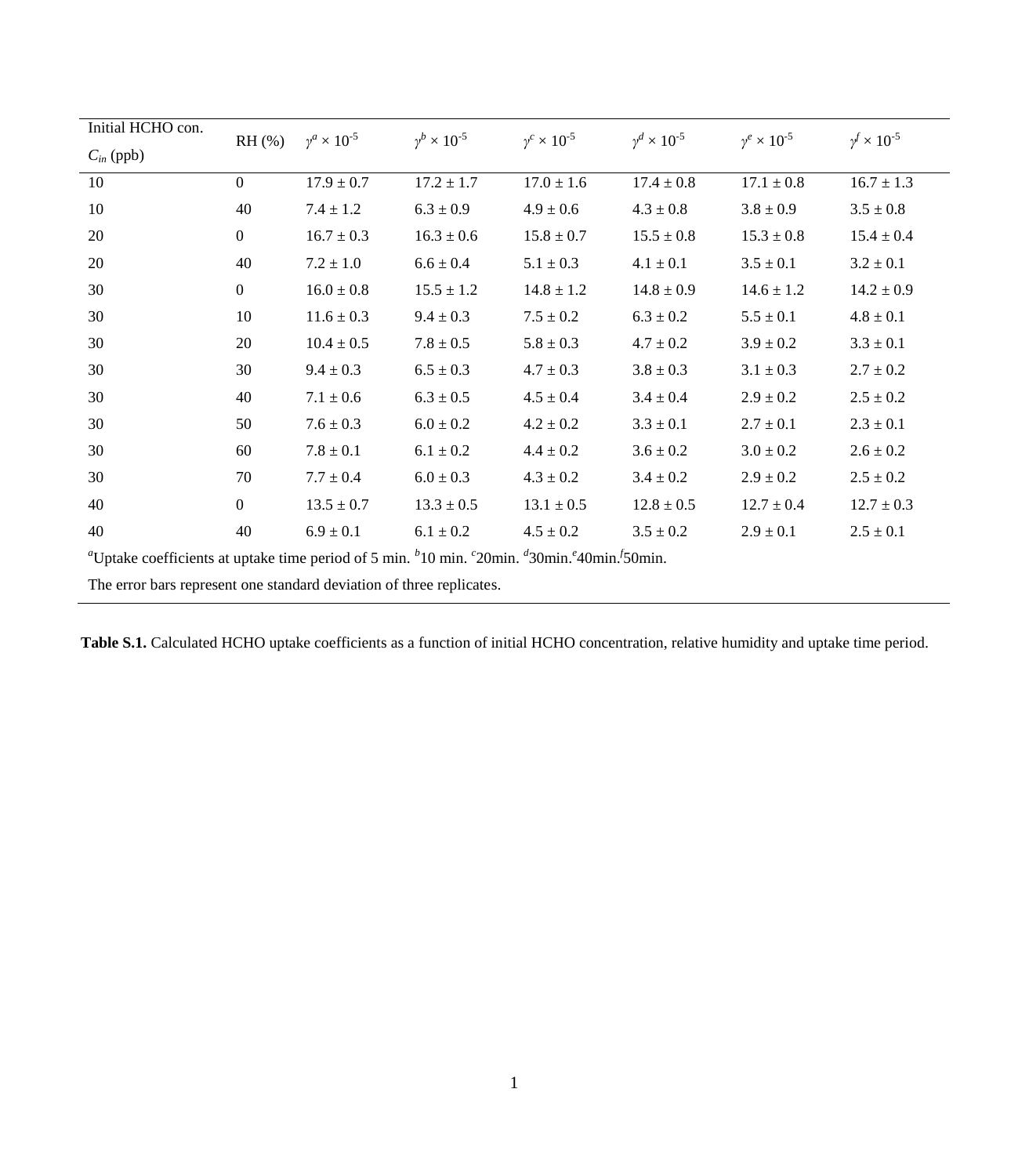| Initial HCHO con. $C_{in}$ (ppb) | RH (%) | $\gamma^{a} \times 10^{-5}$ | $\gamma^{b} \times 10^{-5}$ | $\gamma^{c} \times 10^{-5}$ | $\gamma^{d} \times 10^{-5}$ | $\gamma^{e} \times 10^{-5}$ | $\gamma^{f} \times 10^{-5}$ |
|---|---|---|---|---|---|---|---|
| 10 | 0 | 17.9 ± 0.7 | 17.2 ± 1.7 | 17.0 ± 1.6 | 17.4 ± 0.8 | 17.1 ± 0.8 | 16.7 ± 1.3 |
| 10 | 40 | 7.4 ± 1.2 | 6.3 ± 0.9 | 4.9 ± 0.6 | 4.3 ± 0.8 | 3.8 ± 0.9 | 3.5 ± 0.8 |
| 20 | 0 | 16.7 ± 0.3 | 16.3 ± 0.6 | 15.8 ± 0.7 | 15.5 ± 0.8 | 15.3 ± 0.8 | 15.4 ± 0.4 |
| 20 | 40 | 7.2 ± 1.0 | 6.6 ± 0.4 | 5.1 ± 0.3 | 4.1 ± 0.1 | 3.5 ± 0.1 | 3.2 ± 0.1 |
| 30 | 0 | 16.0 ± 0.8 | 15.5 ± 1.2 | 14.8 ± 1.2 | 14.8 ± 0.9 | 14.6 ± 1.2 | 14.2 ± 0.9 |
| 30 | 10 | 11.6 ± 0.3 | 9.4 ± 0.3 | 7.5 ± 0.2 | 6.3 ± 0.2 | 5.5 ± 0.1 | 4.8 ± 0.1 |
| 30 | 20 | 10.4 ± 0.5 | 7.8 ± 0.5 | 5.8 ± 0.3 | 4.7 ± 0.2 | 3.9 ± 0.2 | 3.3 ± 0.1 |
| 30 | 30 | 9.4 ± 0.3 | 6.5 ± 0.3 | 4.7 ± 0.3 | 3.8 ± 0.3 | 3.1 ± 0.3 | 2.7 ± 0.2 |
| 30 | 40 | 7.1 ± 0.6 | 6.3 ± 0.5 | 4.5 ± 0.4 | 3.4 ± 0.4 | 2.9 ± 0.2 | 2.5 ± 0.2 |
| 30 | 50 | 7.6 ± 0.3 | 6.0 ± 0.2 | 4.2 ± 0.2 | 3.3 ± 0.1 | 2.7 ± 0.1 | 2.3 ± 0.1 |
| 30 | 60 | 7.8 ± 0.1 | 6.1 ± 0.2 | 4.4 ± 0.2 | 3.6 ± 0.2 | 3.0 ± 0.2 | 2.6 ± 0.2 |
| 30 | 70 | 7.7 ± 0.4 | 6.0 ± 0.3 | 4.3 ± 0.2 | 3.4 ± 0.2 | 2.9 ± 0.2 | 2.5 ± 0.2 |
| 40 | 0 | 13.5 ± 0.7 | 13.3 ± 0.5 | 13.1 ± 0.5 | 12.8 ± 0.5 | 12.7 ± 0.4 | 12.7 ± 0.3 |
| 40 | 40 | 6.9 ± 0.1 | 6.1 ± 0.2 | 4.5 ± 0.2 | 3.5 ± 0.2 | 2.9 ± 0.1 | 2.5 ± 0.1 |

[a]Uptake coefficients at uptake time period of 5 min. [b]10 min. [c]20min. [d]30min.[e]40min.[f]50min.

The error bars represent one standard deviation of three replicates.

**Table S.1.** Calculated HCHO uptake coefficients as a function of initial HCHO concentration, relative humidity and uptake time period.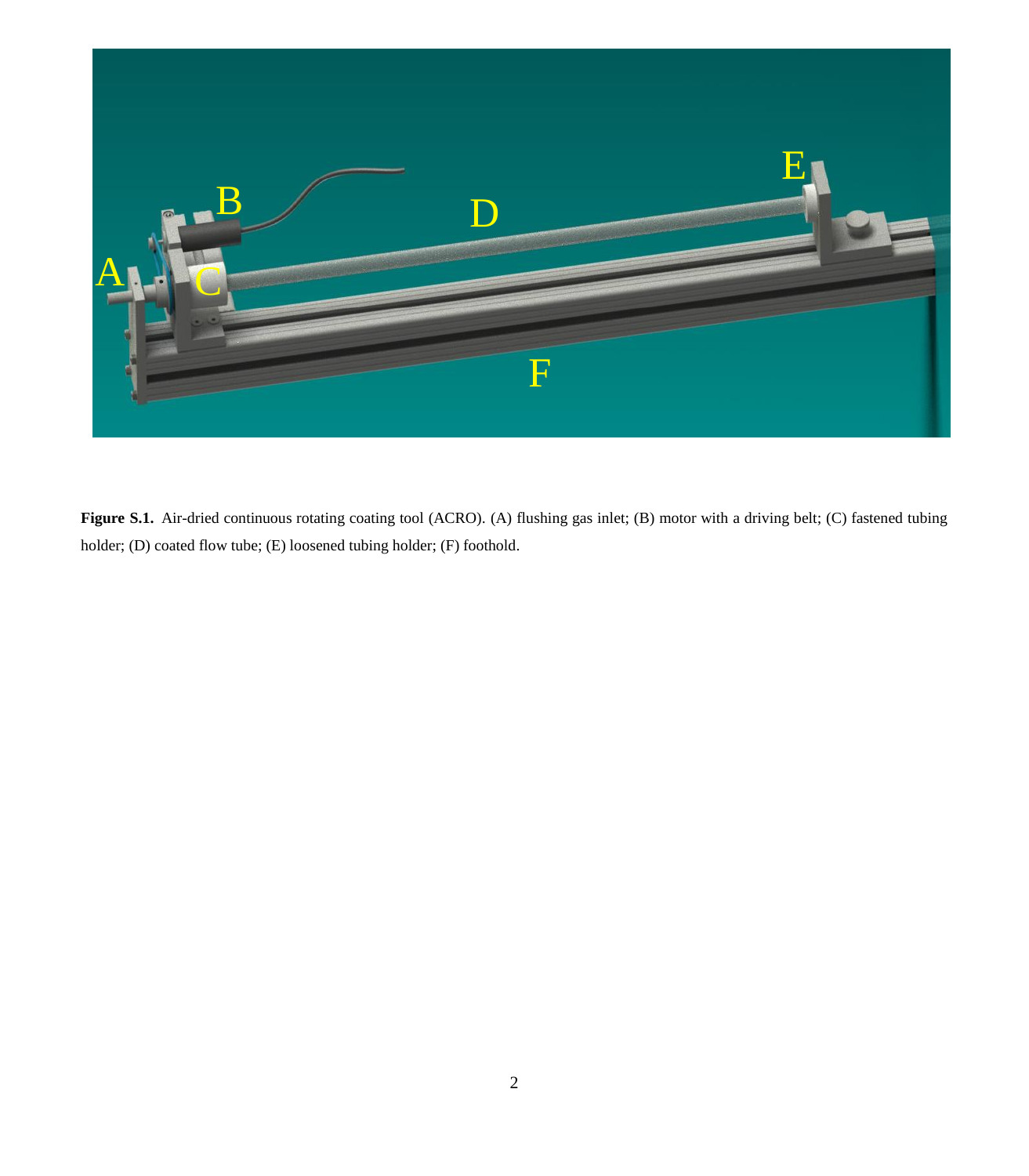**Figure S.1.** Air-dried continuous rotating coating tool (ACRO). (A) flushing gas inlet; (B) motor with a driving belt; (C) fastened tubing holder; (D) coated flow tube; (E) loosened tubing holder; (F) foothold.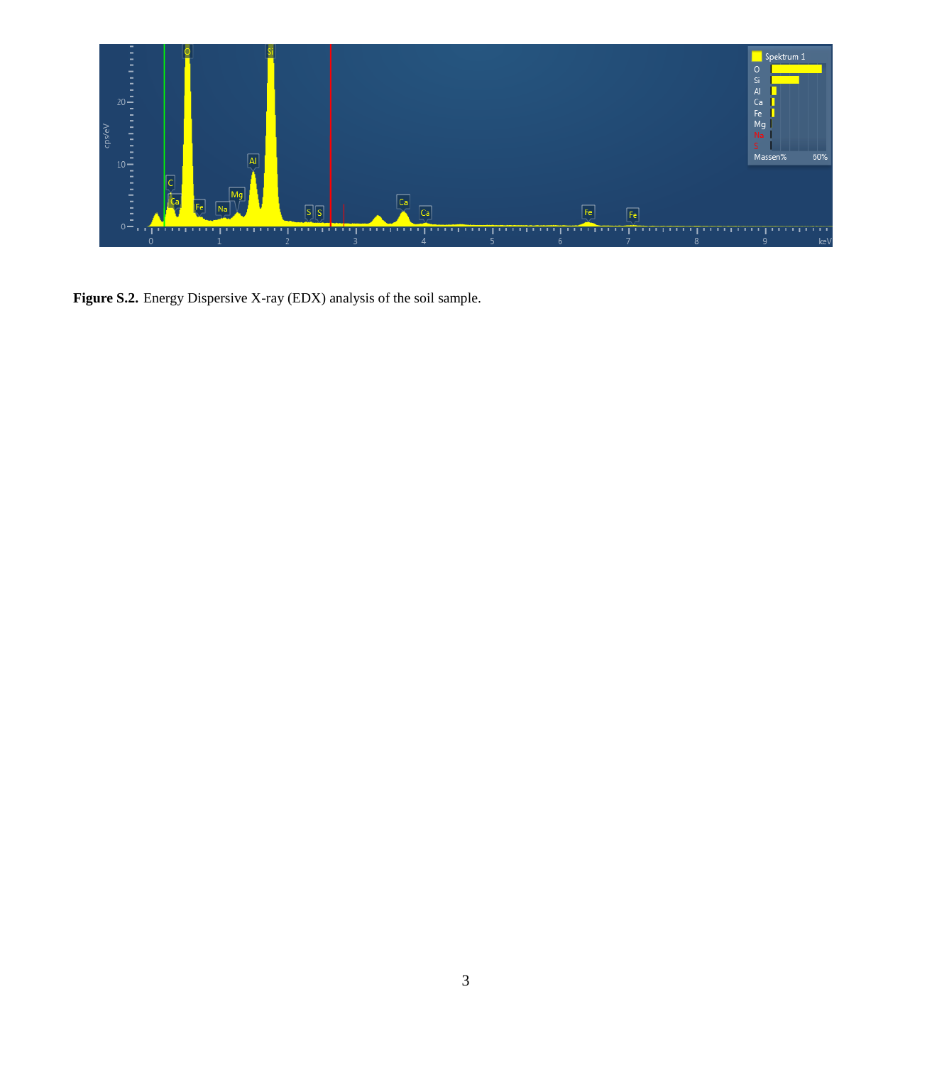**Figure S.2.** Energy Dispersive X-ray (EDX) analysis of the soil sample.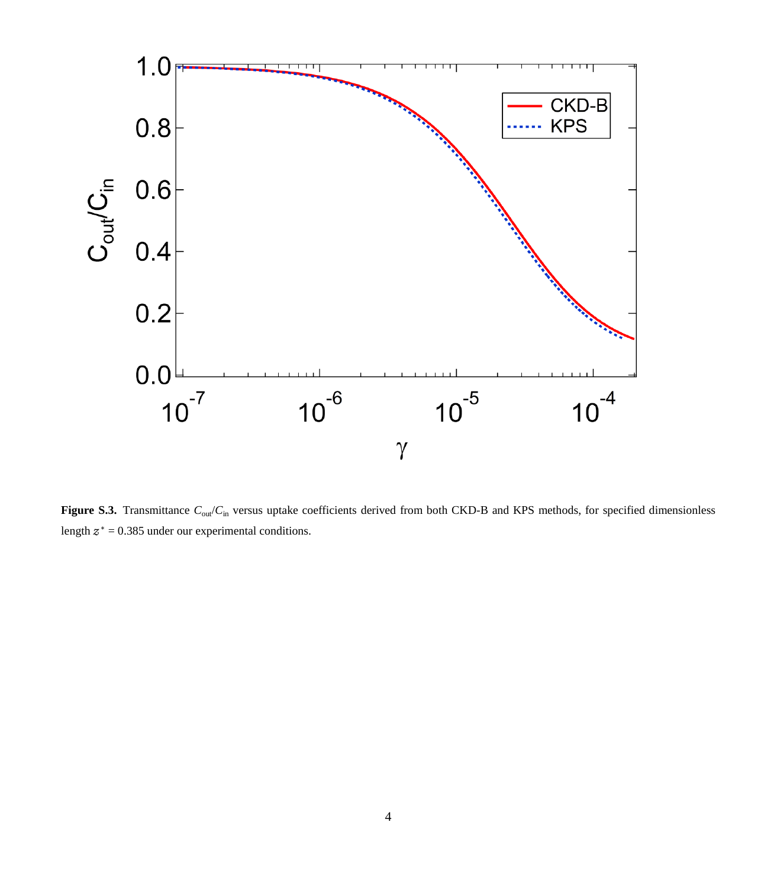**Figure S.3.** Transmittance $C_{out}/C_{in}$ versus uptake coefficients derived from both CKD-B and KPS methods, for specified dimensionless length $z^* = 0.385$ under our experimental conditions.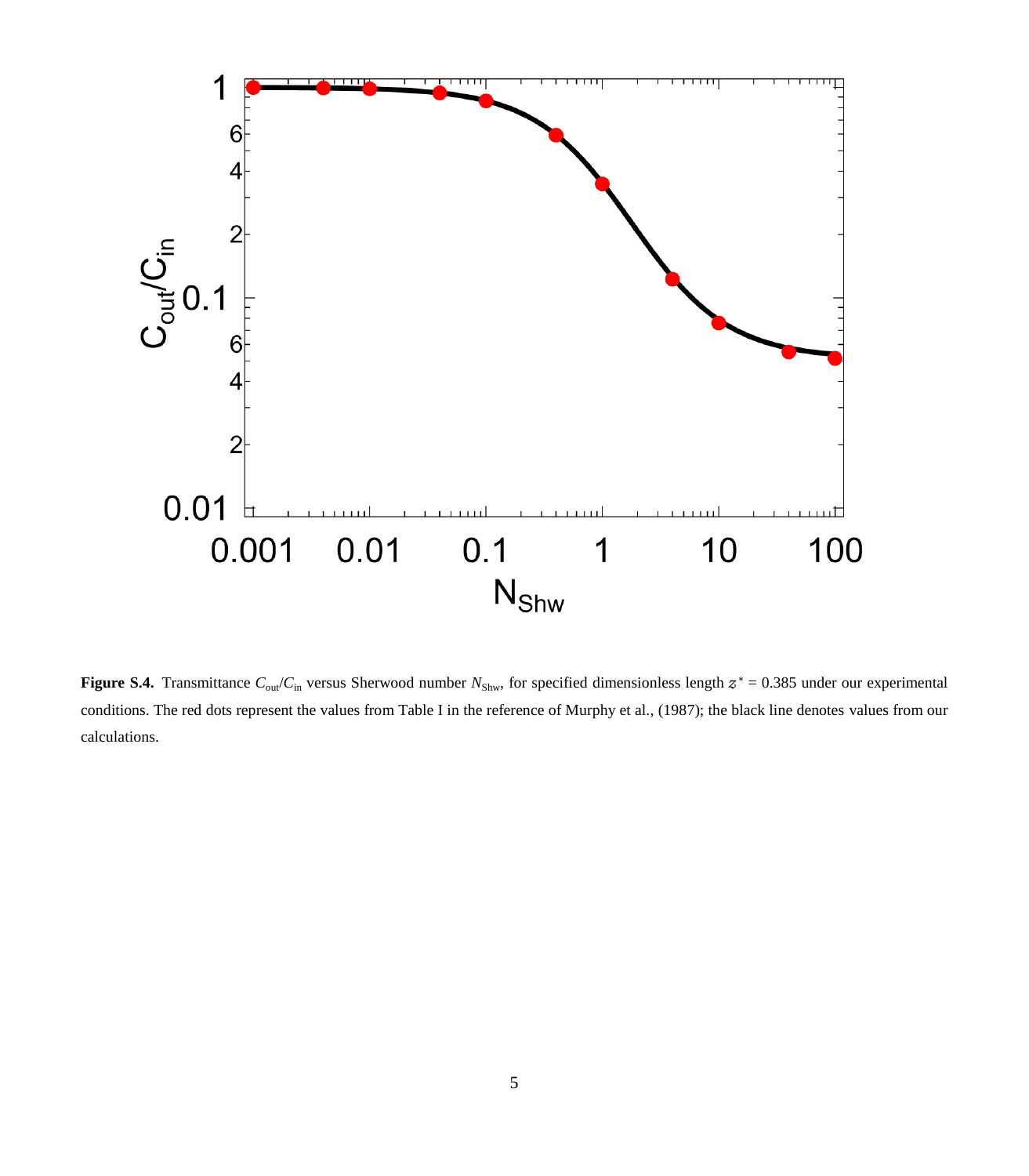**Figure S.4.** Transmittance $C_{out}/C_{in}$ versus Sherwood number $N_{Shw}$, for specified dimensionless length $z^* = 0.385$ under our experimental conditions. The red dots represent the values from Table I in the reference of Murphy et al., (1987); the black line denotes values from our calculations.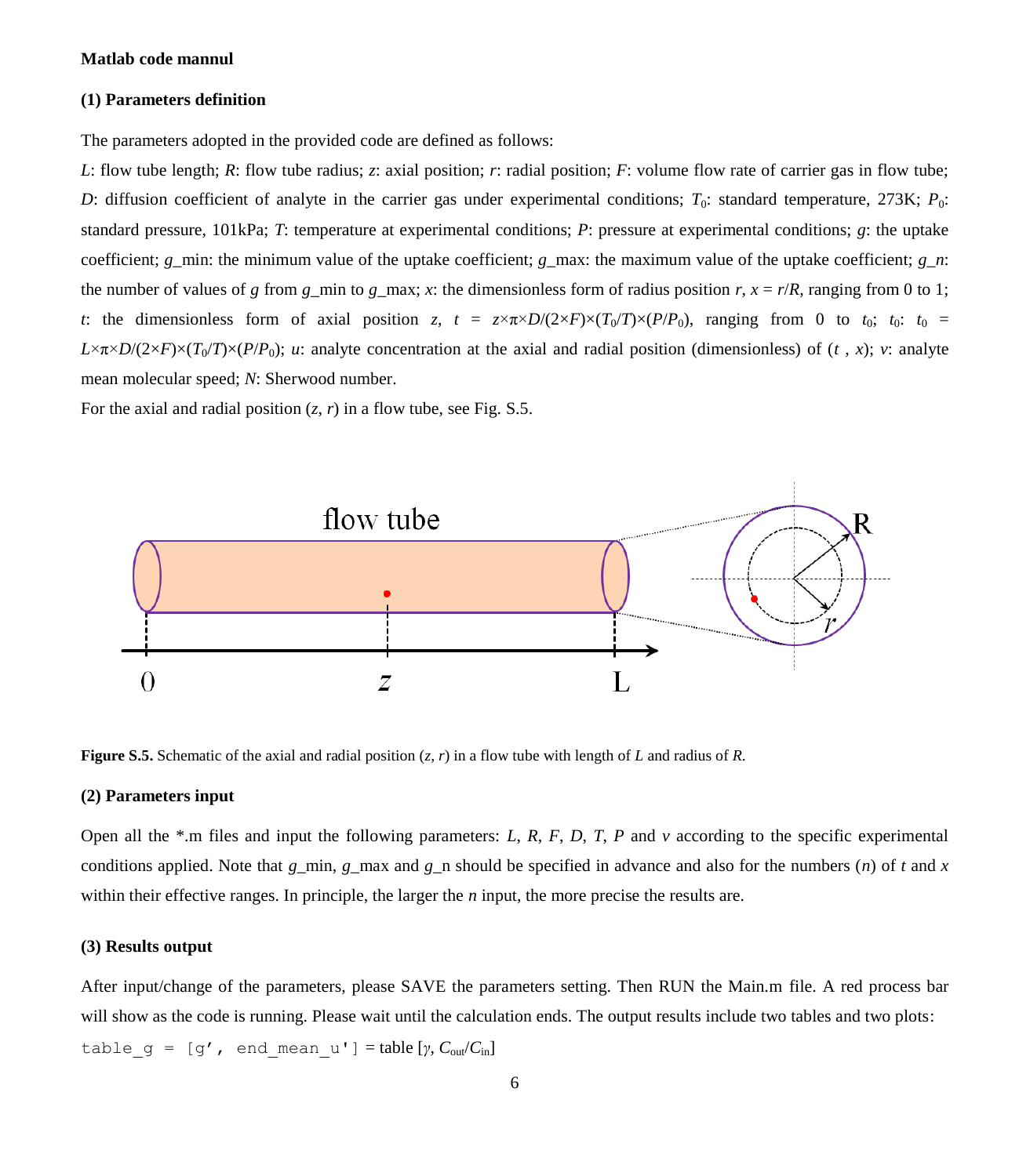**Matlab code mannul**

**(1) Parameters definition**

The parameters adopted in the provided code are defined as follows:

$L$: flow tube length; $R$: flow tube radius; $z$: axial position; $r$: radial position; $F$: volume flow rate of carrier gas in flow tube; $D$: diffusion coefficient of analyte in the carrier gas under experimental conditions; $T_0$: standard temperature, 273K; $P_0$: standard pressure, 101kPa; $T$: temperature at experimental conditions; $P$: pressure at experimental conditions; $g$: the uptake coefficient; $g$_min: the minimum value of the uptake coefficient; $g$_max: the maximum value of the uptake coefficient; $g$_$n$: the number of values of $g$ from $g$_min to $g$_max; $x$: the dimensionless form of radius position $r$, $x = r/R$, ranging from 0 to 1; $t$: the dimensionless form of axial position $z$, $t = z\times\pi\times D/(2\times F)\times(T_0/T)\times(P/P_0)$, ranging from 0 to $t_0$; $t_0$: $t_0 = L\times\pi\times D/(2\times F)\times(T_0/T)\times(P/P_0)$; $u$: analyte concentration at the axial and radial position (dimensionless) of ($t$ , $x$); $v$: analyte mean molecular speed; $N$: Sherwood number.

For the axial and radial position ($z$, $r$) in a flow tube, see Fig. S.5.

**Figure S.5.** Schematic of the axial and radial position ($z$, $r$) in a flow tube with length of $L$ and radius of $R$.

**(2) Parameters input**

Open all the *.m files and input the following parameters: $L$, $R$, $F$, $D$, $T$, $P$ and $v$ according to the specific experimental conditions applied. Note that $g$_min, $g$_max and $g$_n should be specified in advance and also for the numbers ($n$) of $t$ and $x$ within their effective ranges. In principle, the larger the $n$ input, the more precise the results are.

**(3) Results output**

After input/change of the parameters, please SAVE the parameters setting. Then RUN the Main.m file. A red process bar will show as the code is running. Please wait until the calculation ends. The output results include two tables and two plots:

`table_g = [g', end_mean_u']` = table [$\gamma$, $C_{out}/C_{in}$]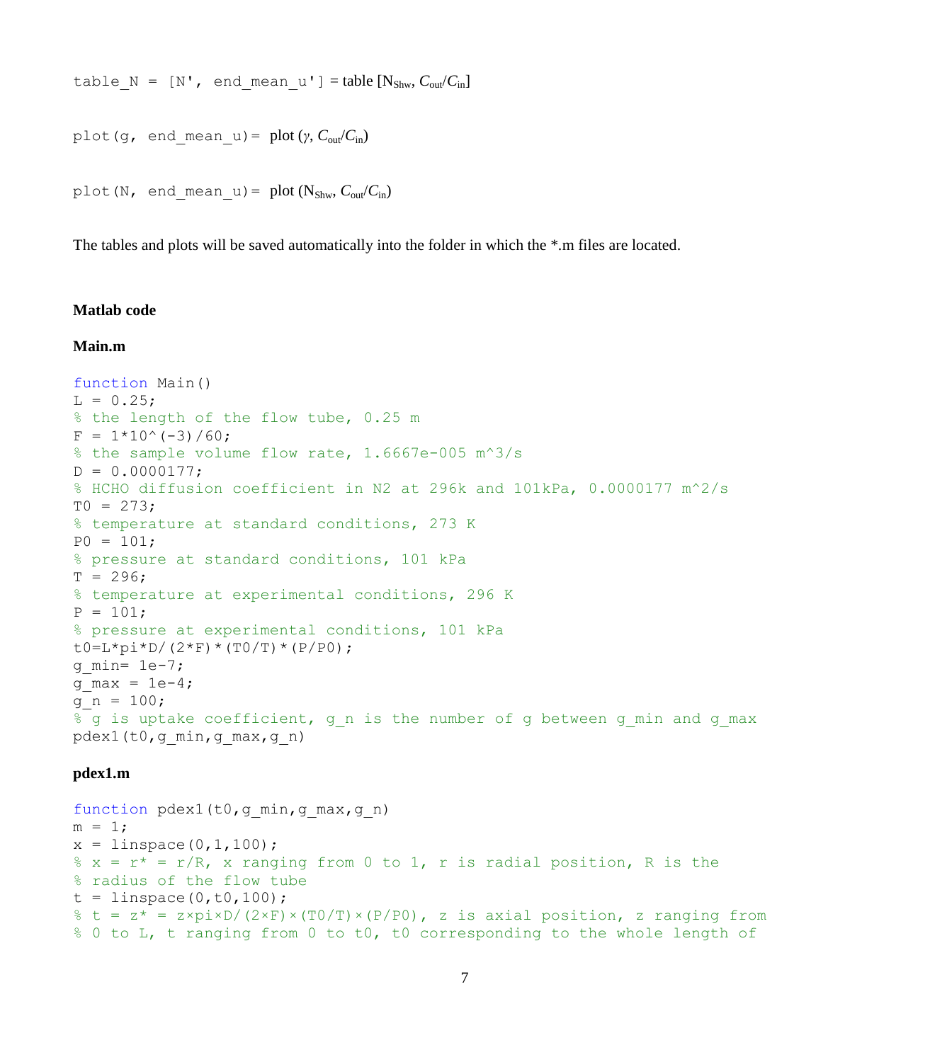`table_N = [N', end_mean_u']` = table [$N_{Shw}$, $C_{out}/C_{in}$]

`plot(g, end_mean_u)` = plot ($\gamma$, $C_{out}/C_{in}$)

`plot(N, end_mean_u)` = plot ($N_{Shw}$, $C_{out}/C_{in}$)

The tables and plots will be saved automatically into the folder in which the *.m files are located.

**Matlab code**

**Main.m**

```
function Main()
L = 0.25;
% the length of the flow tube, 0.25 m
F = 1*10^(-3)/60;
% the sample volume flow rate, 1.6667e-005 m^3/s
D = 0.0000177;
% HCHO diffusion coefficient in N2 at 296k and 101kPa, 0.0000177 m^2/s
T0 = 273;
% temperature at standard conditions, 273 K
P0 = 101;
% pressure at standard conditions, 101 kPa
T = 296;
% temperature at experimental conditions, 296 K
P = 101;
% pressure at experimental conditions, 101 kPa
t0=L*pi*D/(2*F)*(T0/T)*(P/P0);
g_min= 1e-7;
g_max = 1e-4;
g_n = 100;
% g is uptake coefficient, g_n is the number of g between g_min and g_max
pdex1(t0,g_min,g_max,g_n)
```

**pdex1.m**

```
function pdex1(t0,g_min,g_max,g_n)
m = 1;
x = linspace(0,1,100);
% x = r* = r/R, x ranging from 0 to 1, r is radial position, R is the
% radius of the flow tube
t = linspace(0,t0,100);
% t = z* = z×pi×D/(2×F)×(T0/T)×(P/P0), z is axial position, z ranging from
% 0 to L, t ranging from 0 to t0, t0 corresponding to the whole length of
```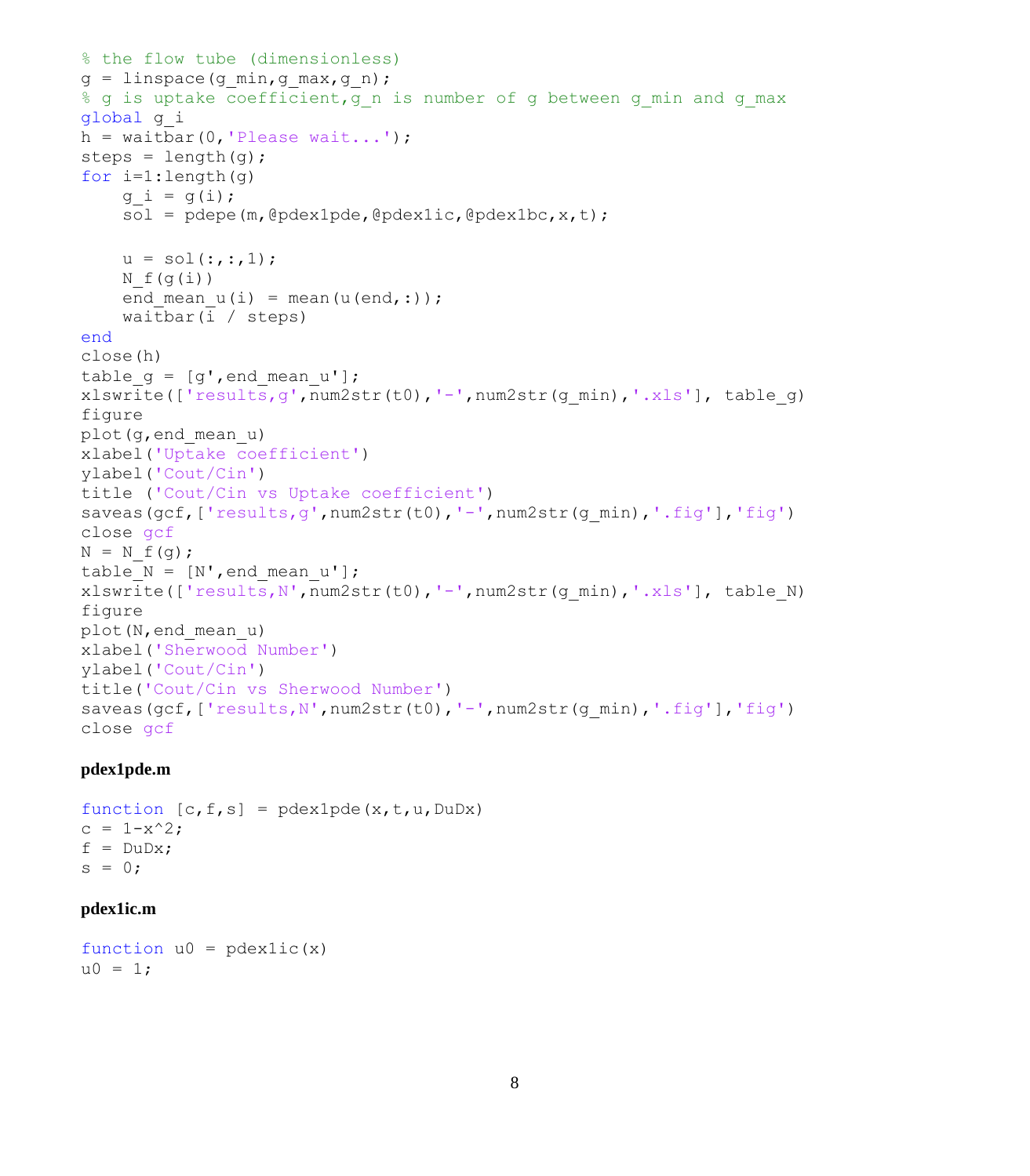```
% the flow tube (dimensionless)
g = linspace(g_min,g_max,g_n);
% g is uptake coefficient,g_n is number of g between g_min and g_max
global g_i
h = waitbar(0,'Please wait...');
steps = length(g);
for i=1:length(g)
    g_i = g(i);
    sol = pdepe(m,@pdex1pde,@pdex1ic,@pdex1bc,x,t);

    u = sol(:,:,1);
    N_f(g(i))
    end_mean_u(i) = mean(u(end,:));
    waitbar(i / steps)
end
close(h)
table_g = [g',end_mean_u'];
xlswrite(['results,g',num2str(t0),'-',num2str(g_min),'.xls'], table_g)
figure
plot(g,end_mean_u)
xlabel('Uptake coefficient')
ylabel('Cout/Cin')
title ('Cout/Cin vs Uptake coefficient')
saveas(gcf,['results,g',num2str(t0),'-',num2str(g_min),'.fig'],'fig')
close gcf
N = N_f(g);
table_N = [N',end_mean_u'];
xlswrite(['results,N',num2str(t0),'-',num2str(g_min),'.xls'], table_N)
figure
plot(N,end_mean_u)
xlabel('Sherwood Number')
ylabel('Cout/Cin')
title('Cout/Cin vs Sherwood Number')
saveas(gcf,['results,N',num2str(t0),'-',num2str(g_min),'.fig'],'fig')
close gcf
```

**pdex1pde.m**

```
function [c,f,s] = pdex1pde(x,t,u,DuDx)
c = 1-x^2;
f = DuDx;
s = 0;
```

**pdex1ic.m**

```
function u0 = pdex1ic(x)
u0 = 1;
```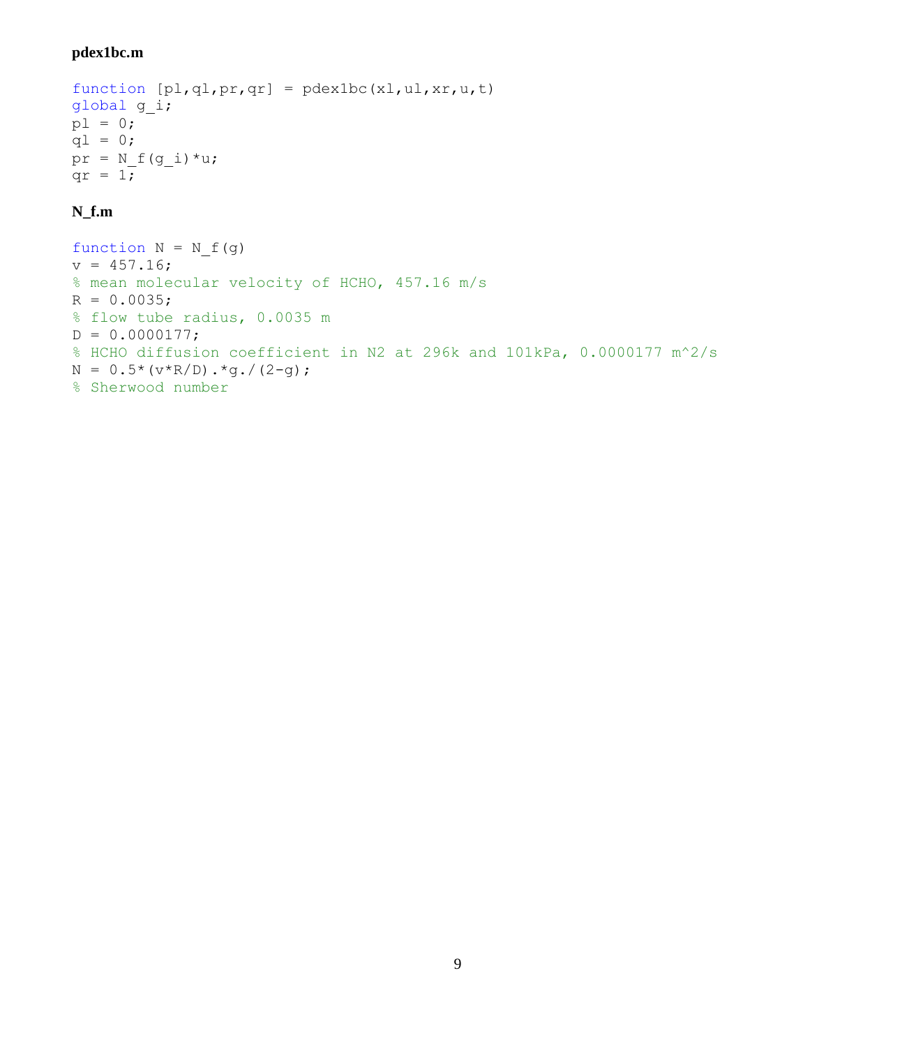**pdex1bc.m**

```
function [pl,ql,pr,qr] = pdex1bc(xl,ul,xr,u,t)
global g_i;
pl = 0;
ql = 0;
pr = N_f(g_i)*u;
qr = 1;
```

**N_f.m**

```
function N = N_f(g)
v = 457.16;
% mean molecular velocity of HCHO, 457.16 m/s
R = 0.0035;
% flow tube radius, 0.0035 m
D = 0.0000177;
% HCHO diffusion coefficient in N2 at 296k and 101kPa, 0.0000177 m^2/s
N = 0.5*(v*R/D).*g./(2-g);
% Sherwood number
```